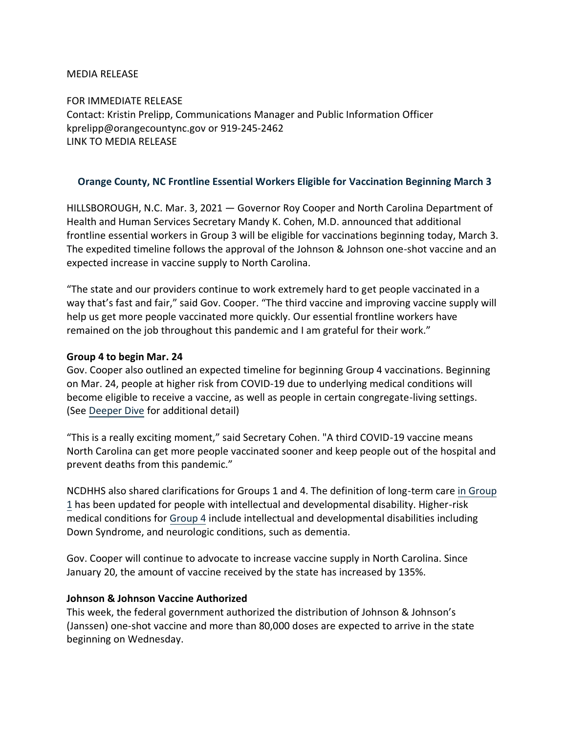MEDIA RELEASE

FOR IMMEDIATE RELEASE
Contact: Kristin Prelipp, Communications Manager and Public Information Officer
kprelipp@orangecountync.gov or 919-245-2462
LINK TO MEDIA RELEASE

## Orange County, NC Frontline Essential Workers Eligible for Vaccination Beginning March 3

HILLSBOROUGH, N.C. Mar. 3, 2021 — Governor Roy Cooper and North Carolina Department of Health and Human Services Secretary Mandy K. Cohen, M.D. announced that additional frontline essential workers in Group 3 will be eligible for vaccinations beginning today, March 3. The expedited timeline follows the approval of the Johnson & Johnson one-shot vaccine and an expected increase in vaccine supply to North Carolina.

"The state and our providers continue to work extremely hard to get people vaccinated in a way that's fast and fair," said Gov. Cooper. "The third vaccine and improving vaccine supply will help us get more people vaccinated more quickly. Our essential frontline workers have remained on the job throughout this pandemic and I am grateful for their work."

**Group 4 to begin Mar. 24**
Gov. Cooper also outlined an expected timeline for beginning Group 4 vaccinations. Beginning on Mar. 24, people at higher risk from COVID-19 due to underlying medical conditions will become eligible to receive a vaccine, as well as people in certain congregate-living settings. (See Deeper Dive for additional detail)

"This is a really exciting moment," said Secretary Cohen. "A third COVID-19 vaccine means North Carolina can get more people vaccinated sooner and keep people out of the hospital and prevent deaths from this pandemic."

NCDHHS also shared clarifications for Groups 1 and 4. The definition of long-term care in Group 1 has been updated for people with intellectual and developmental disability. Higher-risk medical conditions for Group 4 include intellectual and developmental disabilities including Down Syndrome, and neurologic conditions, such as dementia.

Gov. Cooper will continue to advocate to increase vaccine supply in North Carolina. Since January 20, the amount of vaccine received by the state has increased by 135%.

**Johnson & Johnson Vaccine Authorized**
This week, the federal government authorized the distribution of Johnson & Johnson's (Janssen) one-shot vaccine and more than 80,000 doses are expected to arrive in the state beginning on Wednesday.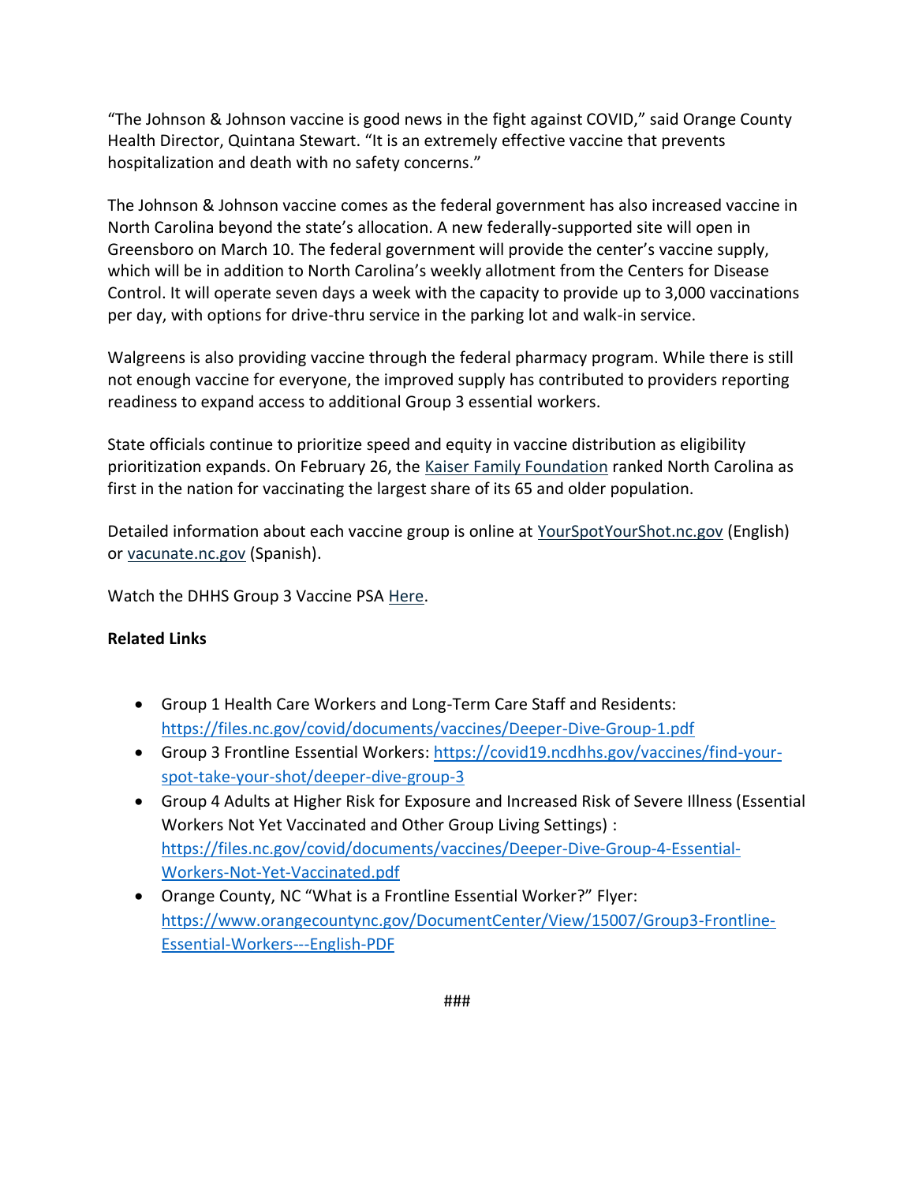"The Johnson & Johnson vaccine is good news in the fight against COVID," said Orange County Health Director, Quintana Stewart. "It is an extremely effective vaccine that prevents hospitalization and death with no safety concerns."

The Johnson & Johnson vaccine comes as the federal government has also increased vaccine in North Carolina beyond the state's allocation. A new federally-supported site will open in Greensboro on March 10. The federal government will provide the center's vaccine supply, which will be in addition to North Carolina's weekly allotment from the Centers for Disease Control. It will operate seven days a week with the capacity to provide up to 3,000 vaccinations per day, with options for drive-thru service in the parking lot and walk-in service.

Walgreens is also providing vaccine through the federal pharmacy program. While there is still not enough vaccine for everyone, the improved supply has contributed to providers reporting readiness to expand access to additional Group 3 essential workers.

State officials continue to prioritize speed and equity in vaccine distribution as eligibility prioritization expands. On February 26, the Kaiser Family Foundation ranked North Carolina as first in the nation for vaccinating the largest share of its 65 and older population.

Detailed information about each vaccine group is online at YourSpotYourShot.nc.gov (English) or vacunate.nc.gov (Spanish).

Watch the DHHS Group 3 Vaccine PSA Here.

**Related Links**

- Group 1 Health Care Workers and Long-Term Care Staff and Residents: https://files.nc.gov/covid/documents/vaccines/Deeper-Dive-Group-1.pdf
- Group 3 Frontline Essential Workers: https://covid19.ncdhhs.gov/vaccines/find-your-spot-take-your-shot/deeper-dive-group-3
- Group 4 Adults at Higher Risk for Exposure and Increased Risk of Severe Illness (Essential Workers Not Yet Vaccinated and Other Group Living Settings) : https://files.nc.gov/covid/documents/vaccines/Deeper-Dive-Group-4-Essential-Workers-Not-Yet-Vaccinated.pdf
- Orange County, NC "What is a Frontline Essential Worker?" Flyer: https://www.orangecountync.gov/DocumentCenter/View/15007/Group3-Frontline-Essential-Workers---English-PDF

###